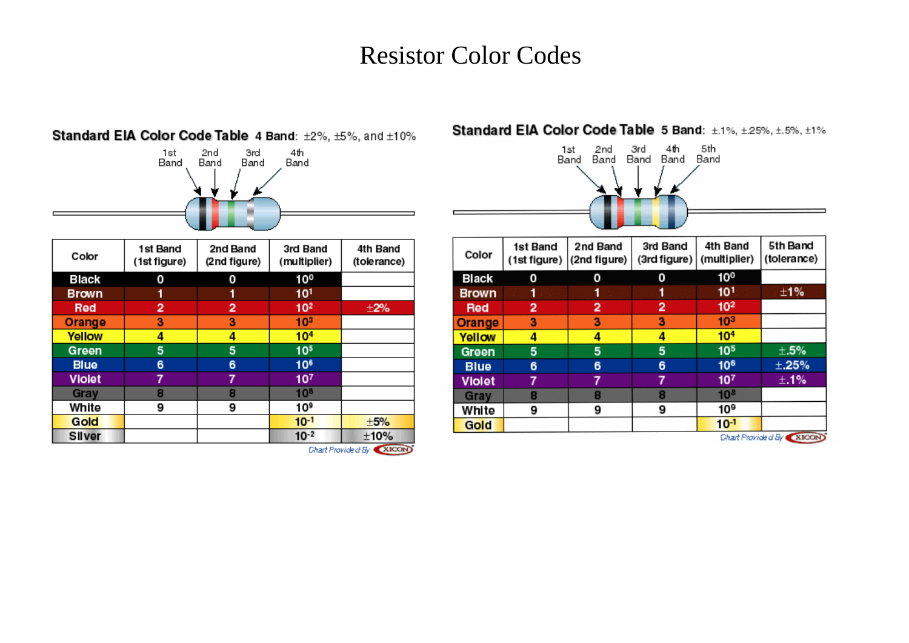# Resistor Color Codes

## Standard EIA Color Code Table 4 Band: ±2%, ±5%, and ±10%

| Color | 1st Band (1st figure) | 2nd Band (2nd figure) | 3rd Band (multiplier) | 4th Band (tolerance) |
|---|---|---|---|---|
| Black | 0 | 0 | $10^0$ | |
| Brown | 1 | 1 | $10^1$ | |
| Red | 2 | 2 | $10^2$ | ±2% |
| Orange | 3 | 3 | $10^3$ | |
| Yellow | 4 | 4 | $10^4$ | |
| Green | 5 | 5 | $10^5$ | |
| Blue | 6 | 6 | $10^6$ | |
| Violet | 7 | 7 | $10^7$ | |
| Gray | 8 | 8 | $10^8$ | |
| White | 9 | 9 | $10^9$ | |
| Gold | | | $10^{-1}$ | ±5% |
| Silver | | | $10^{-2}$ | ±10% |

Chart Provided By XICON

## Standard EIA Color Code Table 5 Band: ±.1%, ±.25%, ±.5%, ±1%

| Color | 1st Band (1st figure) | 2nd Band (2nd figure) | 3rd Band (3rd figure) | 4th Band (multiplier) | 5th Band (tolerance) |
|---|---|---|---|---|---|
| Black | 0 | 0 | 0 | $10^0$ | |
| Brown | 1 | 1 | 1 | $10^1$ | ±1% |
| Red | 2 | 2 | 2 | $10^2$ | |
| Orange | 3 | 3 | 3 | $10^3$ | |
| Yellow | 4 | 4 | 4 | $10^4$ | |
| Green | 5 | 5 | 5 | $10^5$ | ±.5% |
| Blue | 6 | 6 | 6 | $10^6$ | ±.25% |
| Violet | 7 | 7 | 7 | $10^7$ | ±.1% |
| Gray | 8 | 8 | 8 | $10^8$ | |
| White | 9 | 9 | 9 | $10^9$ | |
| Gold | | | | $10^{-1}$ | |

Chart Provided By XICON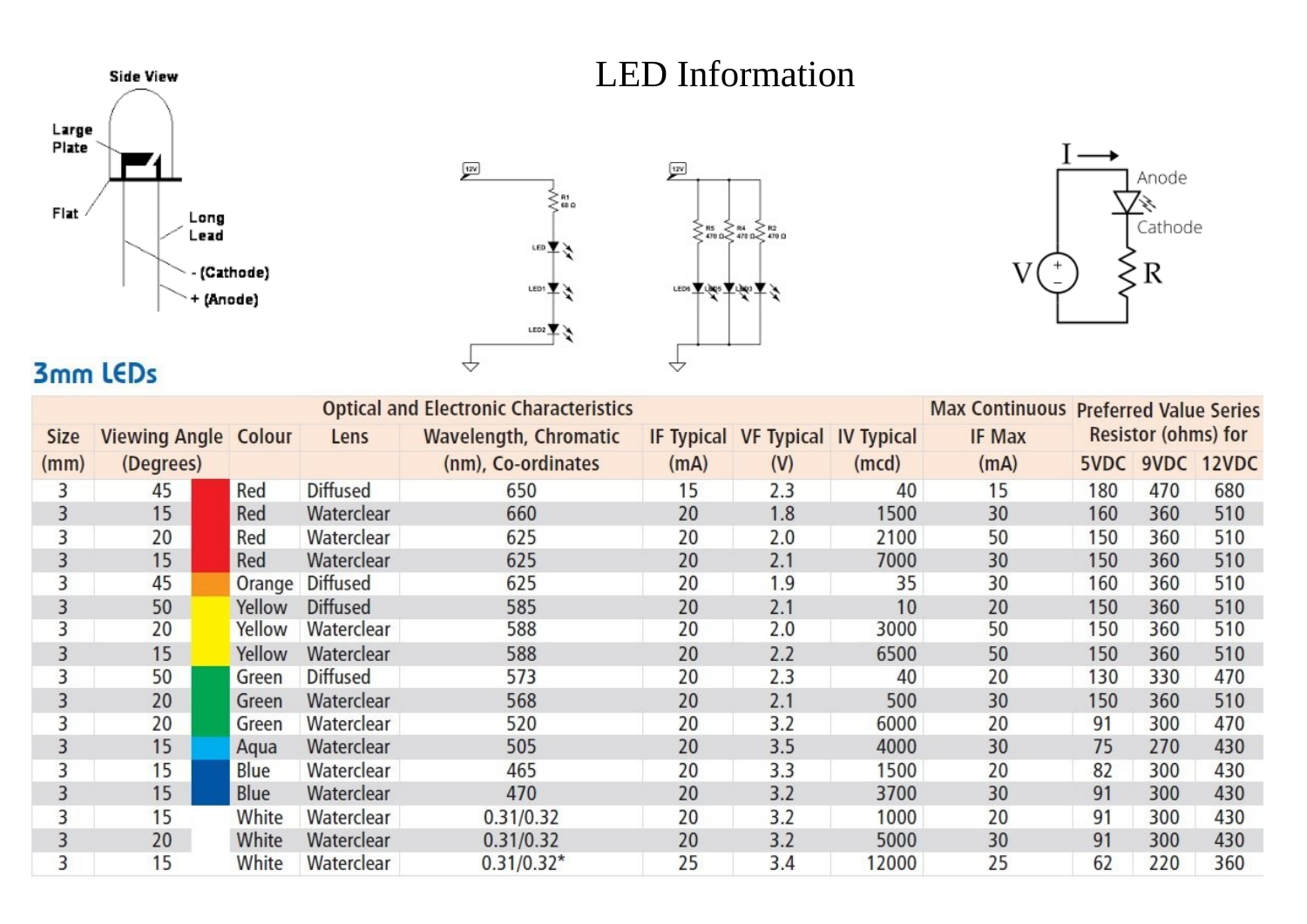# LED Information

Side View

Large Plate

Flat

Long Lead

- (Cathode)

+ (Anode)

## 3mm LEDs

| Optical and Electronic Characteristics | | | | | | | | Max Continuous | Preferred Value Series Resistor (ohms) for | | |
|---|---|---|---|---|---|---|---|---|---|---|---|
| Size (mm) | Viewing Angle (Degrees) | Colour | Lens | Wavelength, Chromatic (nm), Co-ordinates | IF Typical (mA) | VF Typical (V) | IV Typical (mcd) | IF Max (mA) | 5VDC | 9VDC | 12VDC |
| 3 | 45 | Red | Diffused | 650 | 15 | 2.3 | 40 | 15 | 180 | 470 | 680 |
| 3 | 15 | Red | Waterclear | 660 | 20 | 1.8 | 1500 | 30 | 160 | 360 | 510 |
| 3 | 20 | Red | Waterclear | 625 | 20 | 2.0 | 2100 | 50 | 150 | 360 | 510 |
| 3 | 15 | Red | Waterclear | 625 | 20 | 2.1 | 7000 | 30 | 150 | 360 | 510 |
| 3 | 45 | Orange | Diffused | 625 | 20 | 1.9 | 35 | 30 | 160 | 360 | 510 |
| 3 | 50 | Yellow | Diffused | 585 | 20 | 2.1 | 10 | 20 | 150 | 360 | 510 |
| 3 | 20 | Yellow | Waterclear | 588 | 20 | 2.0 | 3000 | 50 | 150 | 360 | 510 |
| 3 | 15 | Yellow | Waterclear | 588 | 20 | 2.2 | 6500 | 50 | 150 | 360 | 510 |
| 3 | 50 | Green | Diffused | 573 | 20 | 2.3 | 40 | 20 | 130 | 330 | 470 |
| 3 | 20 | Green | Waterclear | 568 | 20 | 2.1 | 500 | 30 | 150 | 360 | 510 |
| 3 | 20 | Green | Waterclear | 520 | 20 | 3.2 | 6000 | 20 | 91 | 300 | 470 |
| 3 | 15 | Aqua | Waterclear | 505 | 20 | 3.5 | 4000 | 30 | 75 | 270 | 430 |
| 3 | 15 | Blue | Waterclear | 465 | 20 | 3.3 | 1500 | 20 | 82 | 300 | 430 |
| 3 | 15 | Blue | Waterclear | 470 | 20 | 3.2 | 3700 | 30 | 91 | 300 | 430 |
| 3 | 15 | White | Waterclear | 0.31/0.32 | 20 | 3.2 | 1000 | 20 | 91 | 300 | 430 |
| 3 | 20 | White | Waterclear | 0.31/0.32 | 20 | 3.2 | 5000 | 30 | 91 | 300 | 430 |
| 3 | 15 | White | Waterclear | 0.31/0.32* | 25 | 3.4 | 12000 | 25 | 62 | 220 | 360 |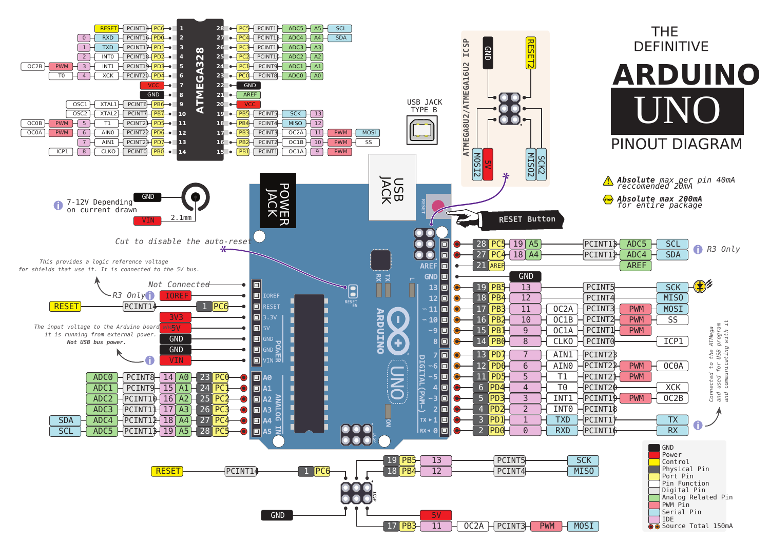# THE DEFINITIVE ARDUINO UNO PINOUT DIAGRAM

**Absolute** max per pin 40mA, reccomended 20mA

**Absolute max 200mA** for entire package

## ATMEGA328

| Functions | Port | Pin | Pin | Port | Functions |
|---|---|---|---|---|---|
| RESET, PCINT14 | PC6 | 1 | 28 | PC5 | PCINT13, ADC5, A5, SCL |
| 0, RXD, PCINT16 | PD0 | 2 | 27 | PC4 | PCINT12, ADC4, A4, SDA |
| 1, TXD, PCINT17 | PD1 | 3 | 26 | PC3 | PCINT11, ADC3, A3 |
| 2, INT0, PCINT18 | PD2 | 4 | 25 | PC2 | PCINT10, ADC2, A2 |
| OC2B, PWM, 3, INT1, PCINT19 | PD3 | 5 | 24 | PC1 | PCINT9, ADC1, A1 |
| T0, 4, XCK, PCINT20 | PD4 | 6 | 23 | PC0 | PCINT8, ADC0, A0 |
| VCC | | 7 | 22 | | GND |
| GND | | 8 | 21 | | AREF |
| OSC1, XTAL1, PCINT6 | PB6 | 9 | 20 | | VCC |
| OSC2, XTAL2, PCINT7 | PB7 | 10 | 19 | PB5 | PCINT5, SCK, 13 |
| OC0B, PWM, 5, T1, PCINT21 | PD5 | 11 | 18 | PB4 | PCINT4, MISO, 12 |
| OC0A, PWM, 6, AIN0, PCINT22 | PD6 | 12 | 17 | PB3 | PCINT3, OC2A, 11, PWM, MOSI |
| 7, AIN1, PCINT23 | PD7 | 13 | 16 | PB2 | PCINT2, OC1B, 10, PWM, SS |
| ICP1, 8, CLKO, PCINT0 | PB0 | 14 | 15 | PB1 | PCINT1, OC1A, 9, PWM |

## ATMEGA8U2/ATMEGA16U2 ICSP

GND, RESET2, MOSI2, 5V, MISO2, SCK2

USB JACK TYPE B

POWER JACK: GND, VIN, 2.1mm — 7-12V Depending on current drawn

Cut to disable the auto-reset

RESET Button

## Power header

- Not Connected
- IOREF — R3 Only. This provides a logic reference voltage for shields that use it. It is connected to the 5V bus.
- RESET — PCINT14 — 1 — PC6
- 3V3
- 5V — The input voltage to the Arduino board when it is running from external power. **Not USB bus power.**
- GND
- GND
- VIN

## Analog header

| Function | PCINT | Digital | Analog | Physical Pin | Port |
|---|---|---|---|---|---|
| ADC0 | PCINT8 | 14 | A0 | 23 | PC0 |
| ADC1 | PCINT9 | 15 | A1 | 24 | PC1 |
| ADC2 | PCINT10 | 16 | A2 | 25 | PC2 |
| ADC3 | PCINT11 | 17 | A3 | 26 | PC3 |
| SDA, ADC4 | PCINT12 | 18 | A4 | 27 | PC4 |
| SCL, ADC5 | PCINT13 | 19 | A5 | 28 | PC5 |

## Digital header

| Physical Pin | Port | Digital | Function | PCINT | Other |
|---|---|---|---|---|---|
| 28 | PC5 | 19 / A5 | | PCINT13 | ADC5, SCL (R3 Only) |
| 27 | PC4 | 18 / A4 | | PCINT12 | ADC4, SDA (R3 Only) |
| 21 | AREF | | | | AREF |
| | | | GND | | |
| 19 | PB5 | 13 | | PCINT5 | SCK |
| 18 | PB4 | 12 | | PCINT4 | MISO |
| 17 | PB3 | 11 | OC2A | PCINT3 | PWM, MOSI |
| 16 | PB2 | 10 | OC1B | PCINT2 | PWM, SS |
| 15 | PB1 | 9 | OC1A | PCINT1 | PWM |
| 14 | PB0 | 8 | CLKO | PCINT0 | ICP1 |
| 13 | PD7 | 7 | AIN1 | PCINT23 | |
| 12 | PD6 | 6 | AIN0 | PCINT22 | PWM, OC0A |
| 11 | PD5 | 5 | T1 | PCINT21 | PWM |
| 6 | PD4 | 4 | T0 | PCINT20 | XCK |
| 5 | PD3 | 3 | INT1 | PCINT19 | PWM, OC2B |
| 4 | PD2 | 2 | INT0 | PCINT18 | |
| 3 | PD1 | 1 | TXD | PCINT17 | TX |
| 2 | PD0 | 0 | RXD | PCINT16 | RX |

TX/RX: Connected to the ATmega and used for USB program and communicating with it

## ICSP header

- 19 PB5 — 13 — PCINT5 — SCK
- 18 PB4 — 12 — PCINT4 — MISO
- RESET — PCINT14 — 1 PC6
- GND
- 5V
- 17 PB3 — 11 — OC2A — PCINT3 — PWM — MOSI

## Legend

- GND
- Power
- Control
- Physical Pin
- Port Pin
- Pin Function
- Digital Pin
- Analog Related Pin
- PWM Pin
- Serial Pin
- IDE
- Source Total 150mA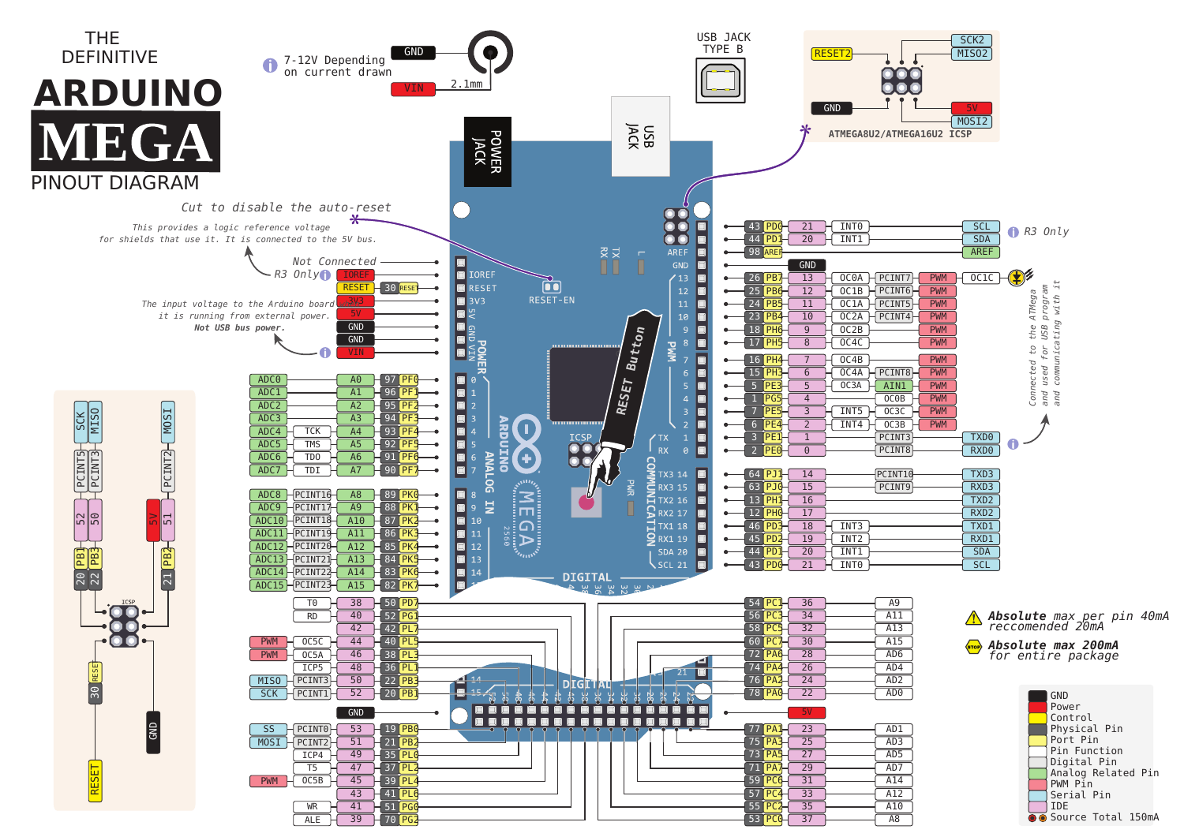# THE DEFINITIVE ARDUINO MEGA PINOUT DIAGRAM

7-12V Depending on current drawn

GND · VIN · 2.1mm · POWER JACK

USB JACK TYPE B

## ATMEGA8U2/ATMEGA16U2 ICSP

RESET2 · SCK2 · MISO2 · GND · 5V · MOSI2

*Cut to disable the auto-reset* (RESET-EN)

*This provides a logic reference voltage for shields that use it. It is connected to the 5V bus.*

*The input voltage to the Arduino board when it is running from external power. Not USB bus power.*

## Power header

| Function | Pin |
|---|---|
| Not Connected | |
| R3 Only | IOREF |
| 30 RESET | RESET |
| | 3V3 |
| | 5V |
| | GND |
| | GND |
| | VIN |

## Analog pins

| Analog | Function | Pin | Phys. | Port |
|---|---|---|---|---|
| ADC0 | | A0 | 97 | PF0 |
| ADC1 | | A1 | 96 | PF1 |
| ADC2 | | A2 | 95 | PF2 |
| ADC3 | | A3 | 94 | PF3 |
| ADC4 | TCK | A4 | 93 | PF4 |
| ADC5 | TMS | A5 | 92 | PF5 |
| ADC6 | TDO | A6 | 91 | PF6 |
| ADC7 | TDI | A7 | 90 | PF7 |
| ADC8 | PCINT16 | A8 | 89 | PK0 |
| ADC9 | PCINT17 | A9 | 88 | PK1 |
| ADC10 | PCINT18 | A10 | 87 | PK2 |
| ADC11 | PCINT19 | A11 | 86 | PK3 |
| ADC12 | PCINT20 | A12 | 85 | PK4 |
| ADC13 | PCINT21 | A13 | 84 | PK5 |
| ADC14 | PCINT22 | A14 | 83 | PK6 |
| ADC15 | PCINT23 | A15 | 82 | PK7 |

## Digital pins (right header)

| Phys. | Port | Pin | Functions | Serial |
|---|---|---|---|---|
| 43 | PD0 | 21 | INT0 | SCL |
| 44 | PD1 | 20 | INT1 | SDA |
| 98 | AREF | | | AREF |
| | | GND | | |
| 26 | PB7 | 13 | OC0A, PCINT7, PWM, OC1C | |
| 25 | PB6 | 12 | OC1B, PCINT6, PWM | |
| 24 | PB5 | 11 | OC1A, PCINT5, PWM | |
| 23 | PB4 | 10 | OC2A, PCINT4, PWM | |
| 18 | PH6 | 9 | OC2B, PWM | |
| 17 | PH5 | 8 | OC4C, PWM | |
| 16 | PH4 | 7 | OC4B, PWM | |
| 15 | PH3 | 6 | OC4A, PCINT8, PWM | |
| 5 | PE3 | 5 | OC3A, AIN1, PWM | |
| 1 | PG5 | 4 | OC0B, PWM | |
| 7 | PE5 | 3 | INT5, OC3C, PWM | |
| 6 | PE4 | 2 | INT4, OC3B, PWM | |
| 3 | PE1 | 1 | PCINT3 | TXD0 |
| 2 | PE0 | 0 | PCINT8 | RXD0 |
| 64 | PJ1 | 14 | PCINT10 | TXD3 |
| 63 | PJ0 | 15 | PCINT9 | RXD3 |
| 13 | PH1 | 16 | | TXD2 |
| 12 | PH0 | 17 | | RXD2 |
| 46 | PD3 | 18 | INT3 | TXD1 |
| 45 | PD2 | 19 | INT2 | RXD1 |
| 44 | PD1 | 20 | INT1 | SDA |
| 43 | PD0 | 21 | INT0 | SCL |

*R3 Only* (SCL/SDA)

*Connected to the ATMega and used for USB program and communicating with it* (pins 0/1)

## Digital header (bottom)

| Function | Pin | Phys. | Port |
|---|---|---|---|
| T0 | 38 | 50 | PD7 |
| RD | 40 | 52 | PG1 |
| | 42 | 42 | PL7 |
| PWM, OC5C | 44 | 40 | PL5 |
| PWM, OC5A | 46 | 38 | PL3 |
| ICP5 | 48 | 36 | PL1 |
| MISO, PCINT3 | 50 | 22 | PB3 |
| SCK, PCINT1 | 52 | 20 | PB1 |
| | GND | | |
| SS, PCINT0 | 53 | 19 | PB0 |
| MOSI, PCINT2 | 51 | 21 | PB2 |
| ICP4 | 49 | 35 | PL0 |
| T5 | 47 | 37 | PL2 |
| PWM, OC5B | 45 | 39 | PL4 |
| | 43 | 41 | PL6 |
| WR | 41 | 51 | PG0 |
| ALE | 39 | 70 | PG2 |

| Phys. | Port | Pin | Function |
|---|---|---|---|
| 54 | PC1 | 36 | A9 |
| 56 | PC3 | 34 | A11 |
| 58 | PC5 | 32 | A13 |
| 60 | PC7 | 30 | A15 |
| 72 | PA6 | 28 | AD6 |
| 74 | PA4 | 26 | AD4 |
| 76 | PA2 | 24 | AD2 |
| 78 | PA0 | 22 | AD0 |
| | | 5V | |
| 77 | PA1 | 23 | AD1 |
| 75 | PA3 | 25 | AD3 |
| 73 | PA5 | 27 | AD5 |
| 71 | PA7 | 29 | AD7 |
| 59 | PC6 | 31 | A14 |
| 57 | PC4 | 33 | A12 |
| 55 | PC2 | 35 | A10 |
| 53 | PC0 | 37 | A8 |

## ICSP

| Serial | PCINT | Pin | Port | Phys. |
|---|---|---|---|---|
| SCK | PCINT1 | 52 | PB1 | 20 |
| MISO | PCINT3 | 50 | PB3 | 22 |
| MOSI | PCINT2 | 51 | PB2 | 21 |
| | | 5V | | |
| RESET | | | RESET | 30 |
| | | GND | | |

⚠ **Absolute** max per pin 40mA, reccomended 20mA

STOP **Absolute max 200mA** for entire package

## Legend

- GND
- Power
- Control
- Physical Pin
- Port Pin
- Pin Function
- Digital Pin
- Analog Related Pin
- PWM Pin
- Serial Pin
- IDE
- Source Total 150mA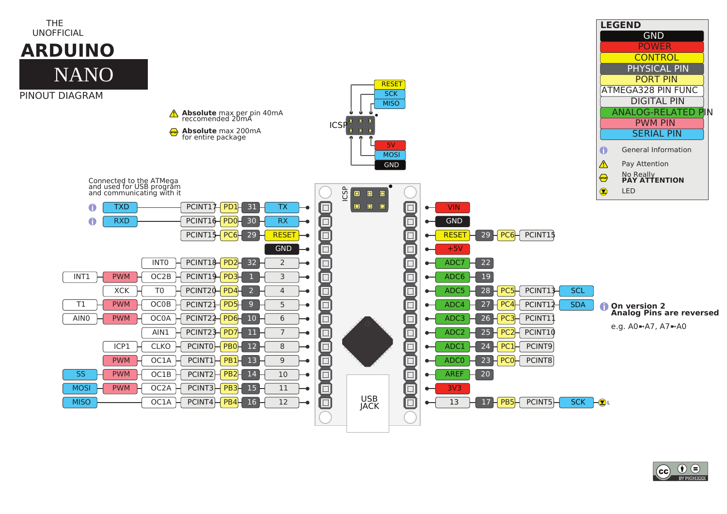THE UNOFFICIAL

# ARDUINO NANO

PINOUT DIAGRAM

**Absolute** max per pin 40mA reccomended 20mA

**Absolute** max 200mA for entire package

## LEGEND

- GND
- POWER
- CONTROL
- PHYSICAL PIN
- PORT PIN
- ATMEGA328 PIN FUNC
- DIGITAL PIN
- ANALOG-RELATED PIN
- PWM PIN
- SERIAL PIN

- General Information
- Pay Attention
- No Really **PAY ATTENTION**
- LED

## ICSP

| Pin | Pin |
| --- | --- |
| RESET | 5V |
| SCK | MOSI |
| MISO | GND |

Connected to the ATMega and used for USB program and communicating with it

## Left side

| Serial/Other | PWM | Func | PCINT | Port | Physical | Digital |
| --- | --- | --- | --- | --- | --- | --- |
| TXD | | | PCINT17 | PD1 | 31 | TX |
| RXD | | | PCINT16 | PD0 | 30 | RX |
| | | | PCINT15 | PC6 | 29 | RESET |
| | | | | | | GND |
| | | INT0 | PCINT18 | PD2 | 32 | 2 |
| INT1 | PWM | OC2B | PCINT19 | PD3 | 1 | 3 |
| XCK | | T0 | PCINT20 | PD4 | 2 | 4 |
| T1 | PWM | OC0B | PCINT21 | PD5 | 9 | 5 |
| AIN0 | PWM | OC0A | PCINT22 | PD6 | 10 | 6 |
| | | AIN1 | PCINT23 | PD7 | 11 | 7 |
| ICP1 | | CLKO | PCINT0 | PB0 | 12 | 8 |
| | PWM | OC1A | PCINT1 | PB1 | 13 | 9 |
| SS | PWM | OC1B | PCINT2 | PB2 | 14 | 10 |
| MOSI | PWM | OC2A | PCINT3 | PB3 | 15 | 11 |
| MISO | | OC1A | PCINT4 | PB4 | 16 | 12 |

## Right side

| Pin | Physical | Port | PCINT | Serial |
| --- | --- | --- | --- | --- |
| VIN | | | | |
| GND | | | | |
| RESET | 29 | PC6 | PCINT15 | |
| +5V | | | | |
| ADC7 | 22 | | | |
| ADC6 | 19 | | | |
| ADC5 | 28 | PC5 | PCINT13 | SCL |
| ADC4 | 27 | PC4 | PCINT12 | SDA |
| ADC3 | 26 | PC3 | PCINT11 | |
| ADC2 | 25 | PC2 | PCINT10 | |
| ADC1 | 24 | PC1 | PCINT9 | |
| ADC0 | 23 | PC0 | PCINT8 | |
| AREF | 20 | | | |
| 3V3 | | | | |
| 13 | 17 | PB5 | PCINT5 | SCK (L) |

USB JACK

**On version 2 Analog Pins are reversed**

e.g. A0➙A7, A7➙A0

BY PIGHIXXX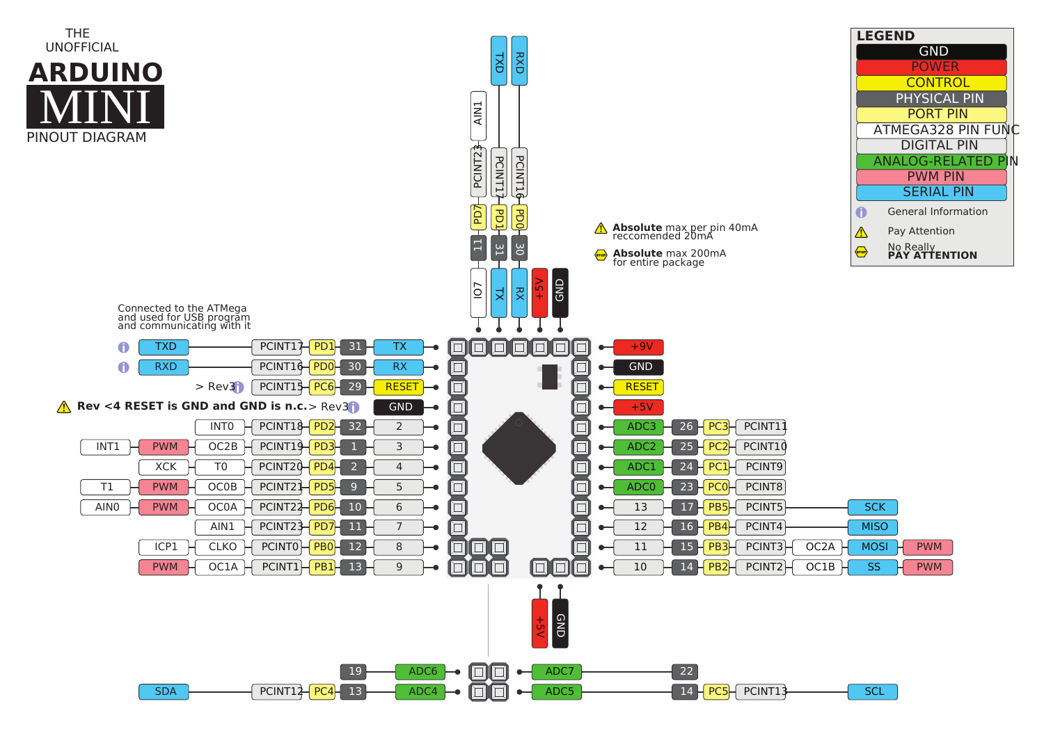THE UNOFFICIAL

# ARDUINO MINI

PINOUT DIAGRAM

## LEGEND

| Color | Meaning |
|---|---|
| GND | GND |
| POWER | POWER |
| CONTROL | CONTROL |
| PHYSICAL PIN | PHYSICAL PIN |
| PORT PIN | PORT PIN |
| ATMEGA328 PIN FUNC | ATMEGA328 PIN FUNC |
| DIGITAL PIN | DIGITAL PIN |
| ANALOG-RELATED PIN | ANALOG-RELATED PIN |
| PWM PIN | PWM PIN |
| SERIAL PIN | SERIAL PIN |

- ℹ General Information
- ⚠ Pay Attention
- STOP No Really **PAY ATTENTION**

⚠ **Absolute** max per pin 40mA reccomended 20mA

STOP **Absolute** max 200mA for entire package

Connected to the ATMega and used for USB program and communicating with it

⚠ **Rev <4 RESET is GND and GND is n.c.**

### Top header

| Pin | Functions |
|---|---|
| IO7 | 11, PD7, PCINT23, AIN1 |
| TX | 31, PD1, PCINT17, TXD |
| RX | 30, PD0, PCINT16, RXD |
| +5V | |
| GND | |

### Left side

| Pin | Physical | Port | PCINT | Other functions |
|---|---|---|---|---|
| TX | 31 | PD1 | PCINT17 | TXD |
| RX | 30 | PD0 | PCINT16 | RXD |
| RESET | 29 | PC6 | PCINT15 | > Rev3 |
| GND | | | | > Rev3 |
| 2 | 32 | PD2 | PCINT18 | INT0 |
| 3 | 1 | PD3 | PCINT19 | OC2B, PWM, INT1 |
| 4 | 2 | PD4 | PCINT20 | T0, XCK |
| 5 | 9 | PD5 | PCINT21 | OC0B, PWM, T1 |
| 6 | 10 | PD6 | PCINT22 | OC0A, PWM, AIN0 |
| 7 | 11 | PD7 | PCINT23 | AIN1 |
| 8 | 12 | PB0 | PCINT0 | CLKO, ICP1 |
| 9 | 13 | PB1 | PCINT1 | OC1A, PWM |

### Right side

| Pin | Physical | Port | PCINT | Other functions |
|---|---|---|---|---|
| +9V | | | | |
| GND | | | | |
| RESET | | | | |
| +5V | | | | |
| ADC3 | 26 | PC3 | PCINT11 | |
| ADC2 | 25 | PC2 | PCINT10 | |
| ADC1 | 24 | PC1 | PCINT9 | |
| ADC0 | 23 | PC0 | PCINT8 | |
| 13 | 17 | PB5 | PCINT5 | SCK |
| 12 | 16 | PB4 | PCINT4 | MISO |
| 11 | 15 | PB3 | PCINT3 | OC2A, MOSI, PWM |
| 10 | 14 | PB2 | PCINT2 | OC1B, SS, PWM |

### Bottom header

| Pin | Functions |
|---|---|
| +5V | |
| GND | |
| ADC6 | 19 |
| ADC4 | 13, PC4, PCINT12, SDA |
| ADC7 | 22 |
| ADC5 | 14, PC5, PCINT13, SCL |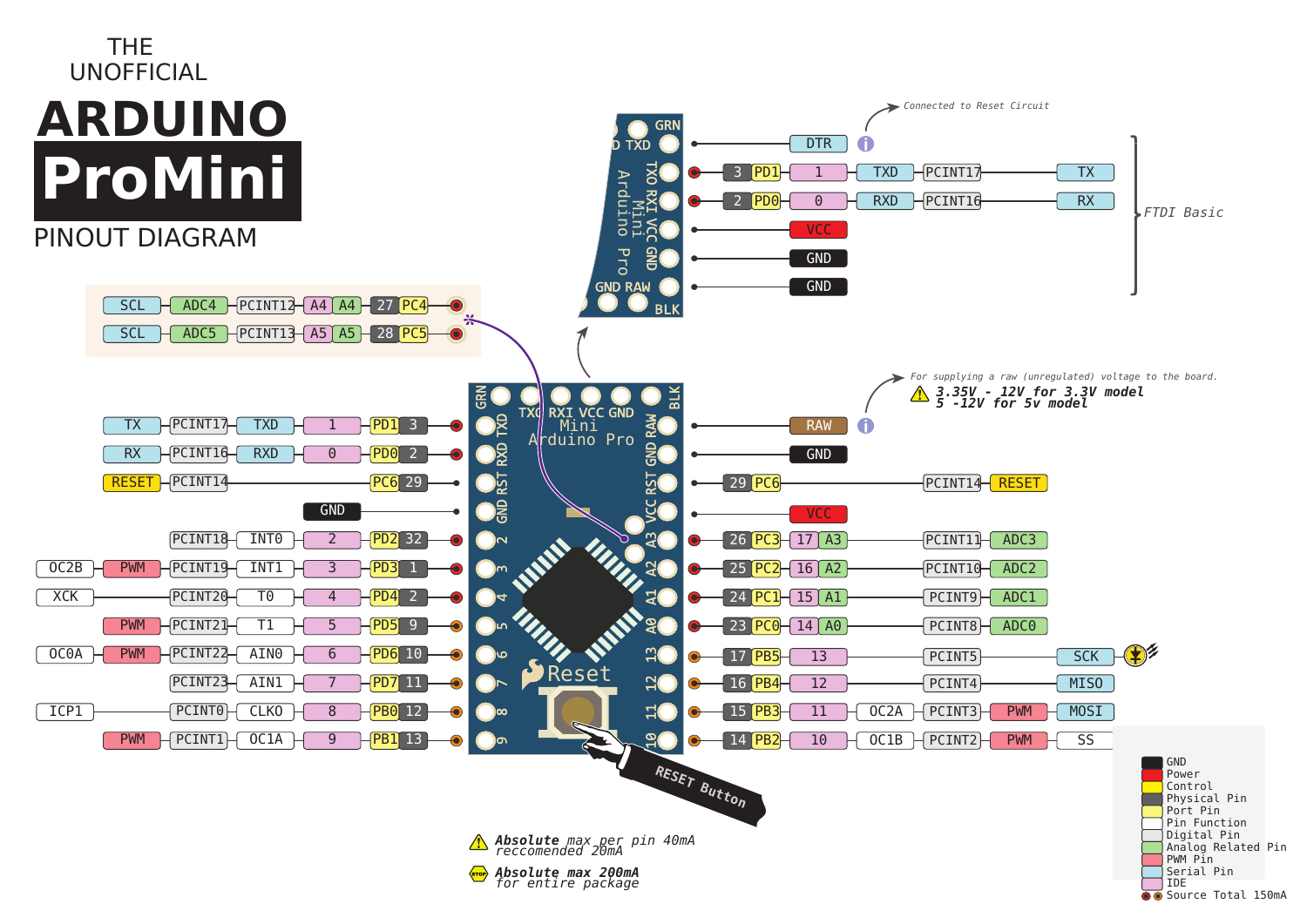THE UNOFFICIAL

# ARDUINO ProMini

PINOUT DIAGRAM

| | | | | | | |
|---|---|---|---|---|---|---|
| SCL | ADC4 | PCINT12 | A4 | A4 | 27 | PC4 |
| SCL | ADC5 | PCINT13 | A5 | A5 | 28 | PC5 |

**FTDI Basic**

| | | | | | | |
|---|---|---|---|---|---|---|
| DTR | | | | | | |
| 3 | PD1 | 1 | TXD | PCINT17 | TX | |
| 2 | PD0 | 0 | RXD | PCINT16 | RX | |
| VCC | | | | | | |
| GND | | | | | | |
| GND | | | | | | |

Connected to Reset Circuit

For supplying a raw (unregulated) voltage to the board.
3.35V - 12V for 3.3V model
5 -12V for 5v model

**Left side**

| | | | | | | | |
|---|---|---|---|---|---|---|---|
| | TX | PCINT17 | TXD | 1 | PD1 | 3 | TXD |
| | RX | PCINT16 | RXD | 0 | PD0 | 2 | RXD |
| | RESET | PCINT14 | | | PC6 | 29 | RST |
| | | | | GND | | | GND |
| | | PCINT18 | INT0 | 2 | PD2 | 32 | 2 |
| OC2B | PWM | PCINT19 | INT1 | 3 | PD3 | 1 | 3 |
| XCK | | PCINT20 | T0 | 4 | PD4 | 2 | 4 |
| | PWM | PCINT21 | T1 | 5 | PD5 | 9 | 5 |
| OC0A | PWM | PCINT22 | AIN0 | 6 | PD6 | 10 | 6 |
| | | PCINT23 | AIN1 | 7 | PD7 | 11 | 7 |
| ICP1 | | PCINT0 | CLKO | 8 | PB0 | 12 | 8 |
| | PWM | PCINT1 | OC1A | 9 | PB1 | 13 | 9 |

**Right side**

| | | | | | | | | |
|---|---|---|---|---|---|---|---|---|
| RAW | RAW | | | | | | | |
| GND | GND | | | | | | | |
| RST | 29 | PC6 | | | PCINT14 | RESET | | |
| VCC | VCC | | | | | | | |
| A3 | 26 | PC3 | 17 | A3 | PCINT11 | ADC3 | | |
| A2 | 25 | PC2 | 16 | A2 | PCINT10 | ADC2 | | |
| A1 | 24 | PC1 | 15 | A1 | PCINT9 | ADC1 | | |
| A0 | 23 | PC0 | 14 | A0 | PCINT8 | ADC0 | | |
| 13 | 17 | PB5 | 13 | | PCINT5 | | SCK | |
| 12 | 16 | PB4 | 12 | | PCINT4 | | MISO | |
| 11 | 15 | PB3 | 11 | OC2A | PCINT3 | PWM | MOSI | |
| 10 | 14 | PB2 | 10 | OC1B | PCINT2 | PWM | SS | |

Reset

RESET Button

Mini Arduino Pro

GRN TXD RXI VCC GND BLK

**Absolute max per pin 40mA** reccomended 20mA

**Absolute max 200mA** for entire package

- GND
- Power
- Control
- Physical Pin
- Port Pin
- Pin Function
- Digital Pin
- Analog Related Pin
- PWM Pin
- Serial Pin
- IDE
- Source Total 150mA